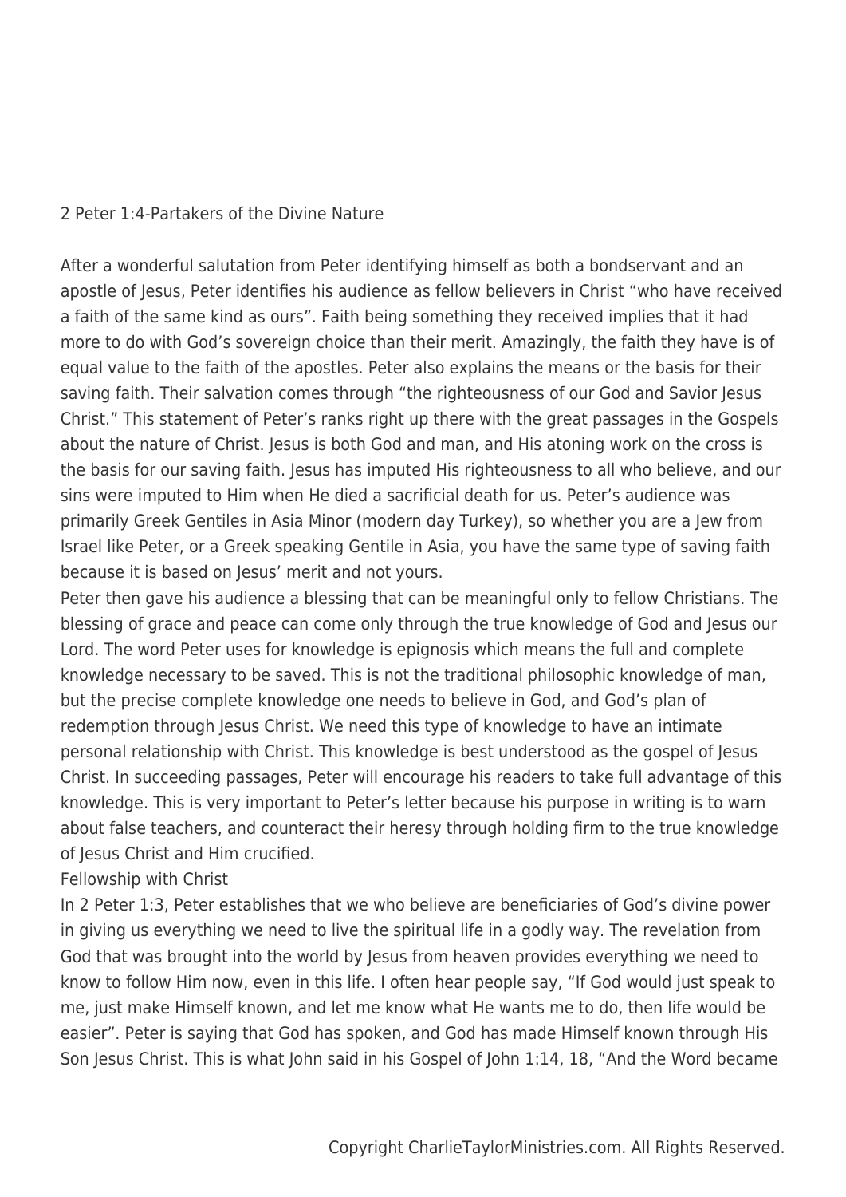# 2 Peter 1:4-Partakers of the Divine Nature

After a wonderful salutation from Peter identifying himself as both a bondservant and an apostle of Jesus, Peter identifies his audience as fellow believers in Christ "who have received a faith of the same kind as ours". Faith being something they received implies that it had more to do with God's sovereign choice than their merit. Amazingly, the faith they have is of equal value to the faith of the apostles. Peter also explains the means or the basis for their saving faith. Their salvation comes through "the righteousness of our God and Savior Jesus Christ." This statement of Peter's ranks right up there with the great passages in the Gospels about the nature of Christ. Jesus is both God and man, and His atoning work on the cross is the basis for our saving faith. Jesus has imputed His righteousness to all who believe, and our sins were imputed to Him when He died a sacrificial death for us. Peter's audience was primarily Greek Gentiles in Asia Minor (modern day Turkey), so whether you are a Jew from Israel like Peter, or a Greek speaking Gentile in Asia, you have the same type of saving faith because it is based on Jesus' merit and not yours.

Peter then gave his audience a blessing that can be meaningful only to fellow Christians. The blessing of grace and peace can come only through the true knowledge of God and Jesus our Lord. The word Peter uses for knowledge is epignosis which means the full and complete knowledge necessary to be saved. This is not the traditional philosophic knowledge of man, but the precise complete knowledge one needs to believe in God, and God's plan of redemption through Jesus Christ. We need this type of knowledge to have an intimate personal relationship with Christ. This knowledge is best understood as the gospel of Jesus Christ. In succeeding passages, Peter will encourage his readers to take full advantage of this knowledge. This is very important to Peter's letter because his purpose in writing is to warn about false teachers, and counteract their heresy through holding firm to the true knowledge of Jesus Christ and Him crucified.

## Fellowship with Christ

In 2 Peter 1:3, Peter establishes that we who believe are beneficiaries of God's divine power in giving us everything we need to live the spiritual life in a godly way. The revelation from God that was brought into the world by Jesus from heaven provides everything we need to know to follow Him now, even in this life. I often hear people say, "If God would just speak to me, just make Himself known, and let me know what He wants me to do, then life would be easier". Peter is saying that God has spoken, and God has made Himself known through His Son Jesus Christ. This is what John said in his Gospel of John 1:14, 18, "And the Word became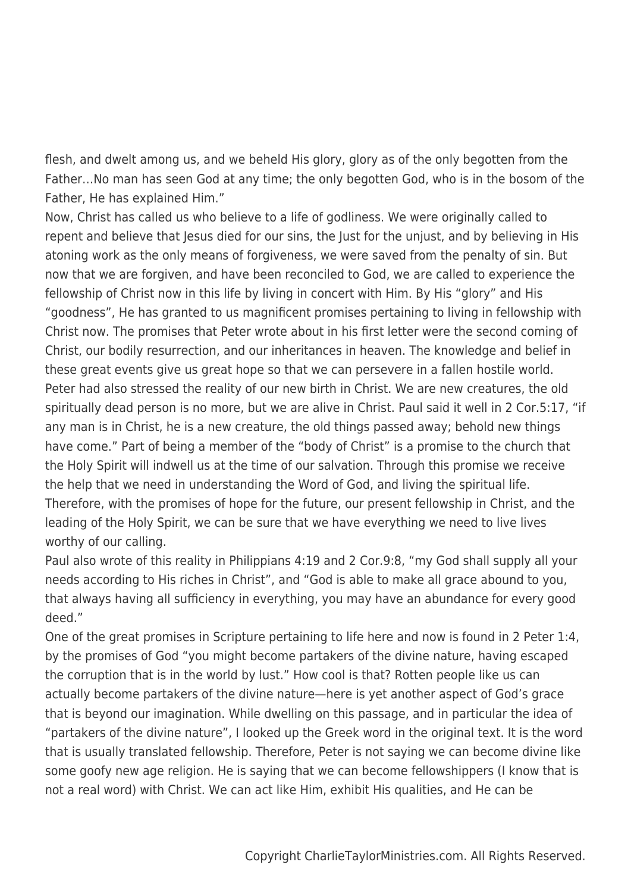flesh, and dwelt among us, and we beheld His glory, glory as of the only begotten from the Father…No man has seen God at any time; the only begotten God, who is in the bosom of the Father, He has explained Him."

Now, Christ has called us who believe to a life of godliness. We were originally called to repent and believe that Jesus died for our sins, the Just for the unjust, and by believing in His atoning work as the only means of forgiveness, we were saved from the penalty of sin. But now that we are forgiven, and have been reconciled to God, we are called to experience the fellowship of Christ now in this life by living in concert with Him. By His "glory" and His "goodness", He has granted to us magnificent promises pertaining to living in fellowship with Christ now. The promises that Peter wrote about in his first letter were the second coming of Christ, our bodily resurrection, and our inheritances in heaven. The knowledge and belief in these great events give us great hope so that we can persevere in a fallen hostile world. Peter had also stressed the reality of our new birth in Christ. We are new creatures, the old spiritually dead person is no more, but we are alive in Christ. Paul said it well in 2 Cor.5:17, "if any man is in Christ, he is a new creature, the old things passed away; behold new things have come." Part of being a member of the "body of Christ" is a promise to the church that the Holy Spirit will indwell us at the time of our salvation. Through this promise we receive the help that we need in understanding the Word of God, and living the spiritual life. Therefore, with the promises of hope for the future, our present fellowship in Christ, and the leading of the Holy Spirit, we can be sure that we have everything we need to live lives worthy of our calling.

Paul also wrote of this reality in Philippians 4:19 and 2 Cor.9:8, "my God shall supply all your needs according to His riches in Christ", and "God is able to make all grace abound to you, that always having all sufficiency in everything, you may have an abundance for every good deed."

One of the great promises in Scripture pertaining to life here and now is found in 2 Peter 1:4, by the promises of God "you might become partakers of the divine nature, having escaped the corruption that is in the world by lust." How cool is that? Rotten people like us can actually become partakers of the divine nature—here is yet another aspect of God's grace that is beyond our imagination. While dwelling on this passage, and in particular the idea of "partakers of the divine nature", I looked up the Greek word in the original text. It is the word that is usually translated fellowship. Therefore, Peter is not saying we can become divine like some goofy new age religion. He is saying that we can become fellowshippers (I know that is not a real word) with Christ. We can act like Him, exhibit His qualities, and He can be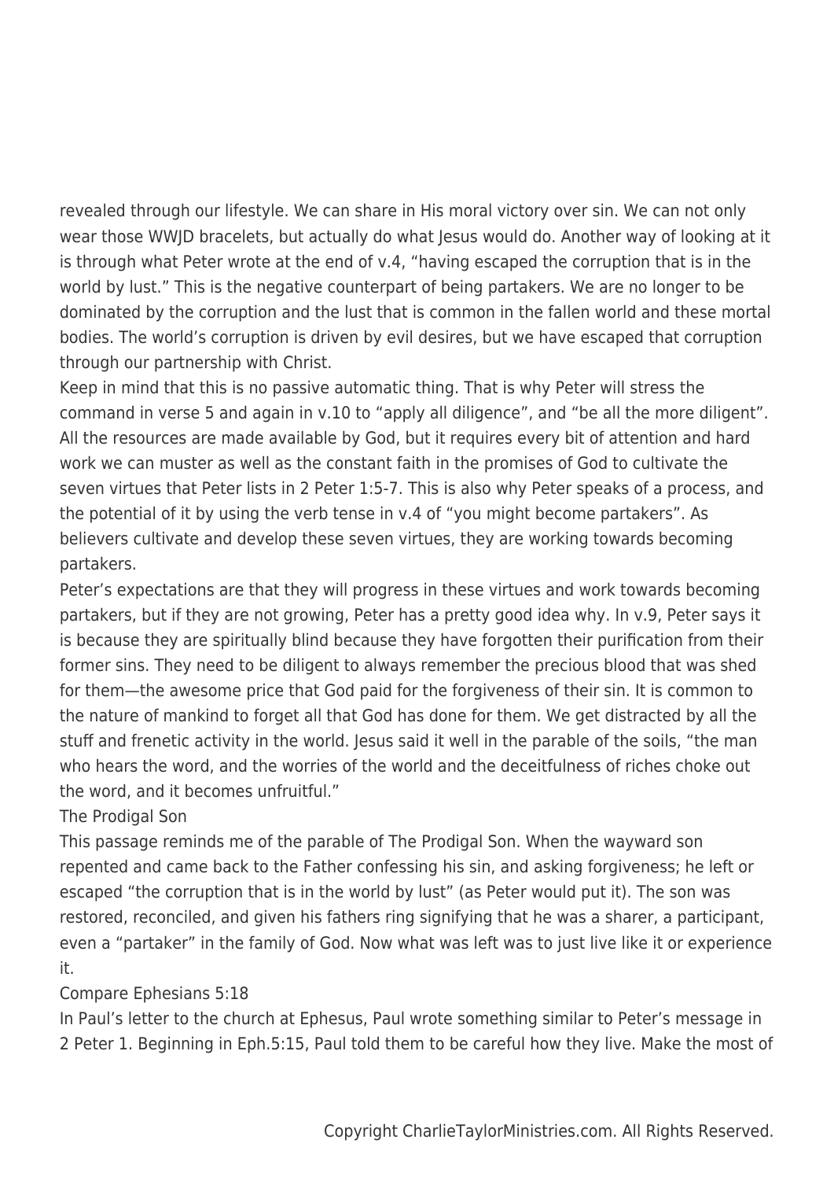revealed through our lifestyle. We can share in His moral victory over sin. We can not only wear those WWJD bracelets, but actually do what Jesus would do. Another way of looking at it is through what Peter wrote at the end of v.4, "having escaped the corruption that is in the world by lust." This is the negative counterpart of being partakers. We are no longer to be dominated by the corruption and the lust that is common in the fallen world and these mortal bodies. The world's corruption is driven by evil desires, but we have escaped that corruption through our partnership with Christ.

Keep in mind that this is no passive automatic thing. That is why Peter will stress the command in verse 5 and again in v.10 to "apply all diligence", and "be all the more diligent". All the resources are made available by God, but it requires every bit of attention and hard work we can muster as well as the constant faith in the promises of God to cultivate the seven virtues that Peter lists in 2 Peter 1:5-7. This is also why Peter speaks of a process, and the potential of it by using the verb tense in v.4 of "you might become partakers". As believers cultivate and develop these seven virtues, they are working towards becoming partakers.

Peter's expectations are that they will progress in these virtues and work towards becoming partakers, but if they are not growing, Peter has a pretty good idea why. In v.9, Peter says it is because they are spiritually blind because they have forgotten their purification from their former sins. They need to be diligent to always remember the precious blood that was shed for them—the awesome price that God paid for the forgiveness of their sin. It is common to the nature of mankind to forget all that God has done for them. We get distracted by all the stuff and frenetic activity in the world. Jesus said it well in the parable of the soils, "the man who hears the word, and the worries of the world and the deceitfulness of riches choke out the word, and it becomes unfruitful."

## The Prodigal Son

This passage reminds me of the parable of The Prodigal Son. When the wayward son repented and came back to the Father confessing his sin, and asking forgiveness; he left or escaped "the corruption that is in the world by lust" (as Peter would put it). The son was restored, reconciled, and given his fathers ring signifying that he was a sharer, a participant, even a "partaker" in the family of God. Now what was left was to just live like it or experience it.

## Compare Ephesians 5:18

In Paul's letter to the church at Ephesus, Paul wrote something similar to Peter's message in 2 Peter 1. Beginning in Eph.5:15, Paul told them to be careful how they live. Make the most of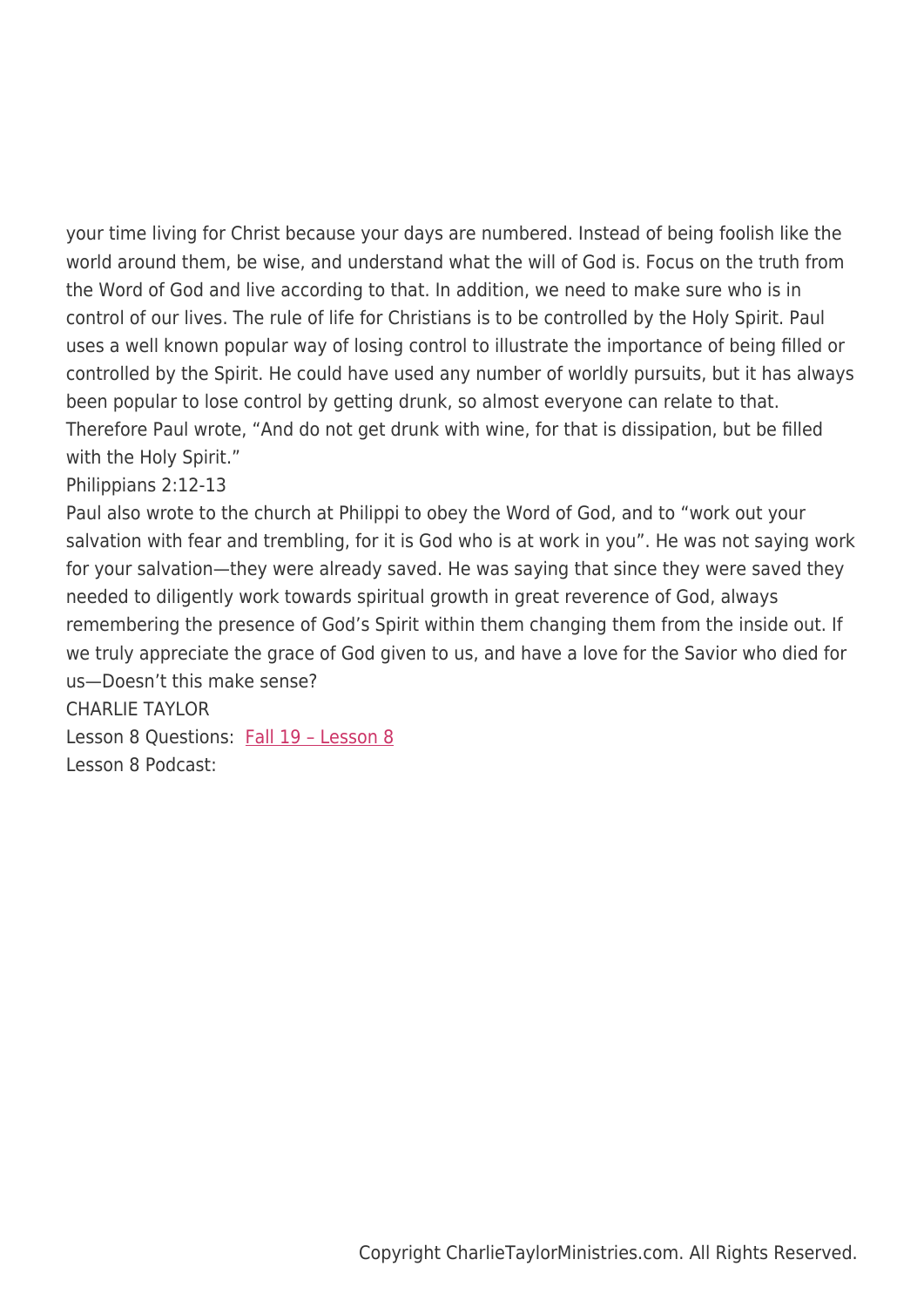your time living for Christ because your days are numbered. Instead of being foolish like the world around them, be wise, and understand what the will of God is. Focus on the truth from the Word of God and live according to that. In addition, we need to make sure who is in control of our lives. The rule of life for Christians is to be controlled by the Holy Spirit. Paul uses a well known popular way of losing control to illustrate the importance of being filled or controlled by the Spirit. He could have used any number of worldly pursuits, but it has always been popular to lose control by getting drunk, so almost everyone can relate to that. Therefore Paul wrote, "And do not get drunk with wine, for that is dissipation, but be filled with the Holy Spirit."

Philippians 2:12-13

Paul also wrote to the church at Philippi to obey the Word of God, and to "work out your salvation with fear and trembling, for it is God who is at work in you". He was not saying work for your salvation—they were already saved. He was saying that since they were saved they needed to diligently work towards spiritual growth in great reverence of God, always remembering the presence of God's Spirit within them changing them from the inside out. If we truly appreciate the grace of God given to us, and have a love for the Savior who died for us—Doesn't this make sense?

CHARLIE TAYLOR

Lesson 8 Questions: Fall 19 – Lesson 8

Lesson 8 Podcast:

Copyright CharlieTaylorMinistries.com. All Rights Reserved.